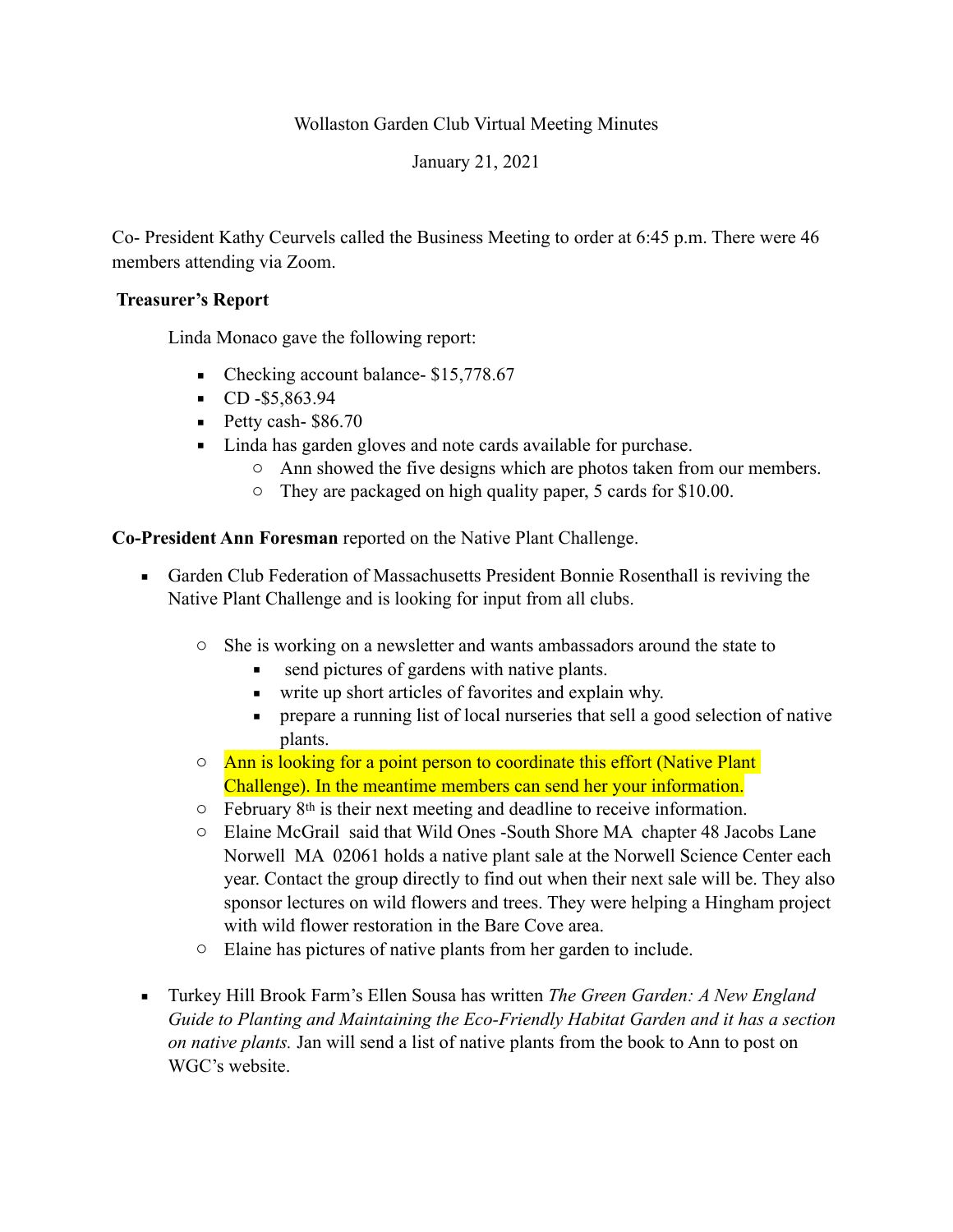Wollaston Garden Club Virtual Meeting Minutes

January 21, 2021

Co- President Kathy Ceurvels called the Business Meeting to order at 6:45 p.m. There were 46 members attending via Zoom.

**Treasurer's Report**

Linda Monaco gave the following report:

- Checking account balance- $15,778.67
- CD -$5,863.94
- Petty cash- $86.70
- Linda has garden gloves and note cards available for purchase.
  - Ann showed the five designs which are photos taken from our members.
  - They are packaged on high quality paper, 5 cards for $10.00.

**Co-President Ann Foresman** reported on the Native Plant Challenge.

- Garden Club Federation of Massachusetts President Bonnie Rosenthall is reviving the Native Plant Challenge and is looking for input from all clubs.
  - She is working on a newsletter and wants ambassadors around the state to
    - send pictures of gardens with native plants.
    - write up short articles of favorites and explain why.
    - prepare a running list of local nurseries that sell a good selection of native plants.
  - Ann is looking for a point person to coordinate this effort (Native Plant Challenge). In the meantime members can send her your information.
  - February 8th is their next meeting and deadline to receive information.
  - Elaine McGrail said that Wild Ones -South Shore MA chapter 48 Jacobs Lane Norwell MA 02061 holds a native plant sale at the Norwell Science Center each year. Contact the group directly to find out when their next sale will be. They also sponsor lectures on wild flowers and trees. They were helping a Hingham project with wild flower restoration in the Bare Cove area.
  - Elaine has pictures of native plants from her garden to include.

- Turkey Hill Brook Farm's Ellen Sousa has written *The Green Garden: A New England Guide to Planting and Maintaining the Eco-Friendly Habitat Garden and it has a section on native plants.* Jan will send a list of native plants from the book to Ann to post on WGC's website.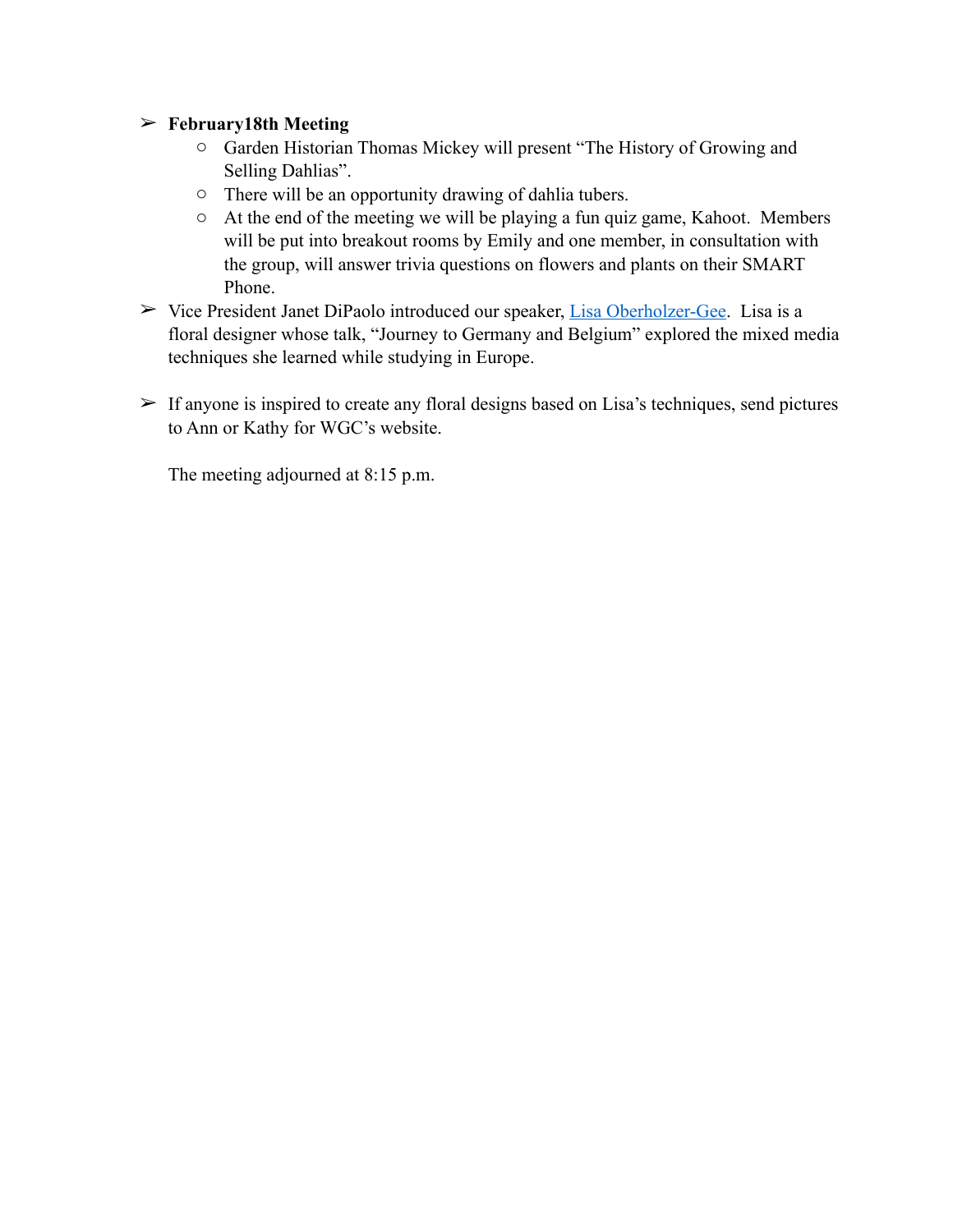- **February18th Meeting**
  - Garden Historian Thomas Mickey will present “The History of Growing and Selling Dahlias”.
  - There will be an opportunity drawing of dahlia tubers.
  - At the end of the meeting we will be playing a fun quiz game, Kahoot. Members will be put into breakout rooms by Emily and one member, in consultation with the group, will answer trivia questions on flowers and plants on their SMART Phone.
- Vice President Janet DiPaolo introduced our speaker, Lisa Oberholzer-Gee. Lisa is a floral designer whose talk, “Journey to Germany and Belgium” explored the mixed media techniques she learned while studying in Europe.
- If anyone is inspired to create any floral designs based on Lisa’s techniques, send pictures to Ann or Kathy for WGC’s website.

The meeting adjourned at 8:15 p.m.